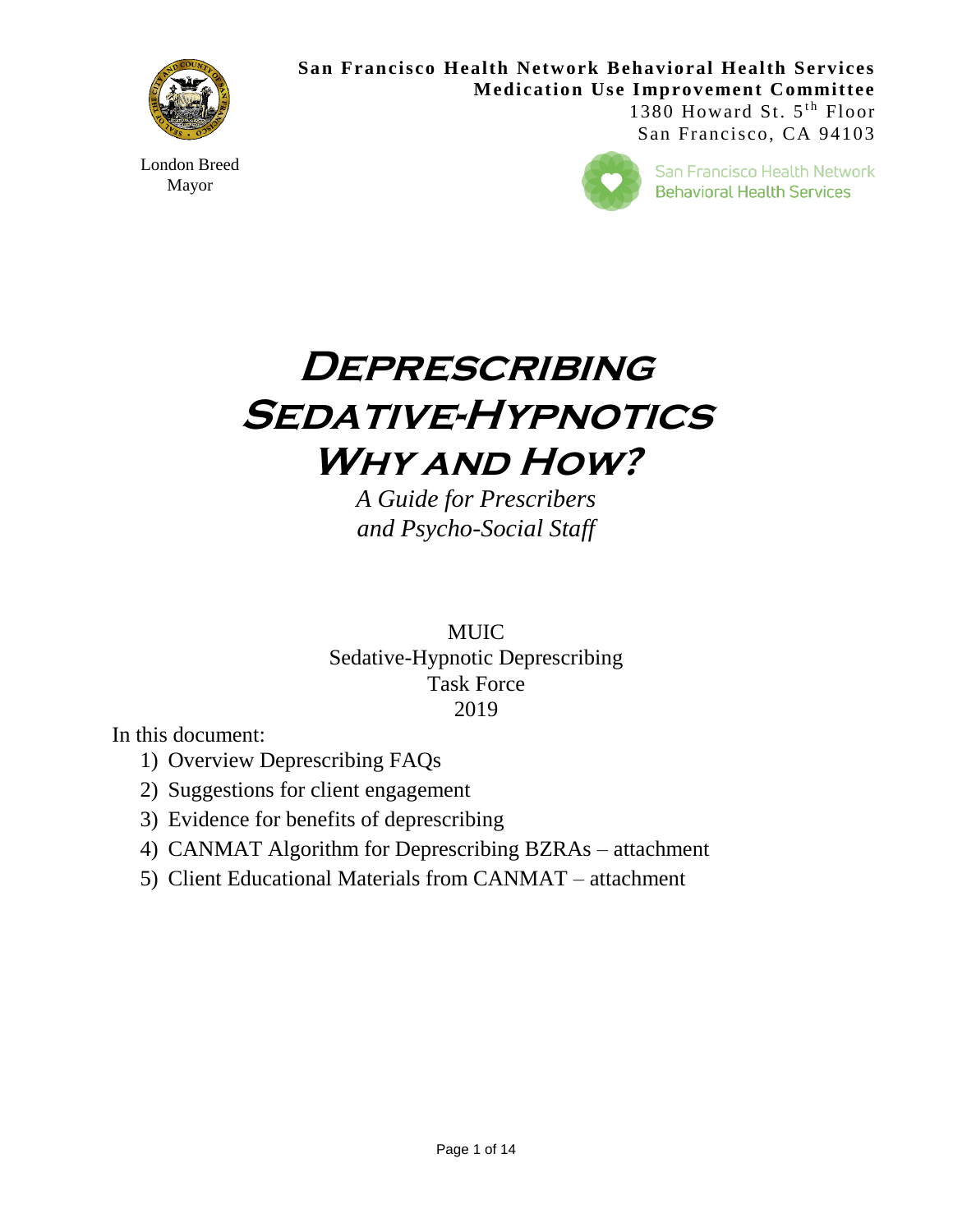**San Francisco Health Network Behavioral Health Services**
**Medication Use Improvement Committee**
1380 Howard St. 5th Floor
San Francisco, CA 94103

London Breed
Mayor

San Francisco Health Network
Behavioral Health Services

# Deprescribing Sedative-Hypnotics Why and How?

*A Guide for Prescribers and Psycho-Social Staff*

MUIC
Sedative-Hypnotic Deprescribing
Task Force
2019

In this document:

1) Overview Deprescribing FAQs
2) Suggestions for client engagement
3) Evidence for benefits of deprescribing
4) CANMAT Algorithm for Deprescribing BZRAs – attachment
5) Client Educational Materials from CANMAT – attachment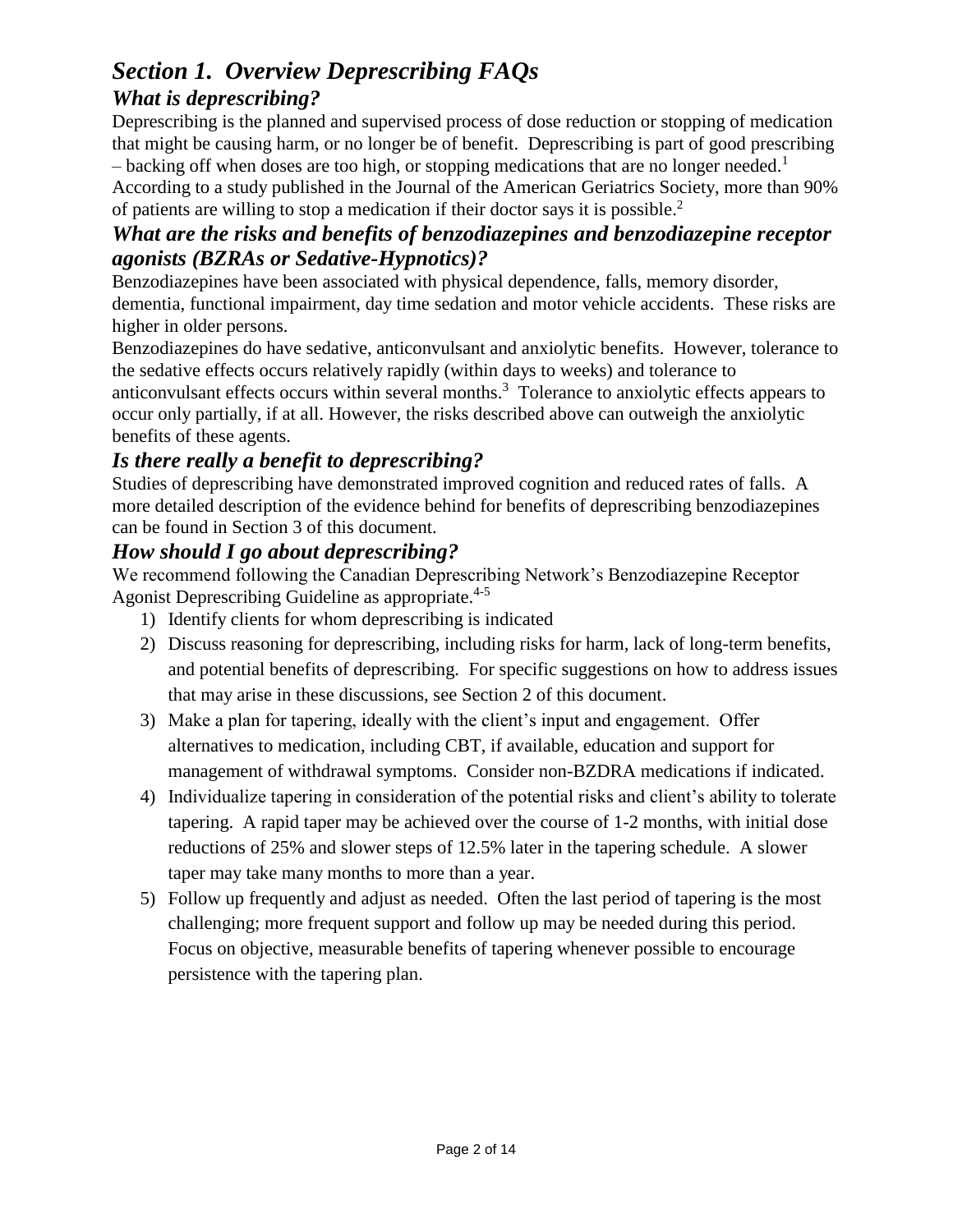# *Section 1. Overview Deprescribing FAQs*

## *What is deprescribing?*

Deprescribing is the planned and supervised process of dose reduction or stopping of medication that might be causing harm, or no longer be of benefit. Deprescribing is part of good prescribing – backing off when doses are too high, or stopping medications that are no longer needed.[1] According to a study published in the Journal of the American Geriatrics Society, more than 90% of patients are willing to stop a medication if their doctor says it is possible.[2]

## *What are the risks and benefits of benzodiazepines and benzodiazepine receptor agonists (BZRAs or Sedative-Hypnotics)?*

Benzodiazepines have been associated with physical dependence, falls, memory disorder, dementia, functional impairment, day time sedation and motor vehicle accidents. These risks are higher in older persons.

Benzodiazepines do have sedative, anticonvulsant and anxiolytic benefits. However, tolerance to the sedative effects occurs relatively rapidly (within days to weeks) and tolerance to anticonvulsant effects occurs within several months.[3] Tolerance to anxiolytic effects appears to occur only partially, if at all. However, the risks described above can outweigh the anxiolytic benefits of these agents.

## *Is there really a benefit to deprescribing?*

Studies of deprescribing have demonstrated improved cognition and reduced rates of falls. A more detailed description of the evidence behind for benefits of deprescribing benzodiazepines can be found in Section 3 of this document.

## *How should I go about deprescribing?*

We recommend following the Canadian Deprescribing Network's Benzodiazepine Receptor Agonist Deprescribing Guideline as appropriate.[4-5]

1) Identify clients for whom deprescribing is indicated
2) Discuss reasoning for deprescribing, including risks for harm, lack of long-term benefits, and potential benefits of deprescribing. For specific suggestions on how to address issues that may arise in these discussions, see Section 2 of this document.
3) Make a plan for tapering, ideally with the client's input and engagement. Offer alternatives to medication, including CBT, if available, education and support for management of withdrawal symptoms. Consider non-BZDRA medications if indicated.
4) Individualize tapering in consideration of the potential risks and client's ability to tolerate tapering. A rapid taper may be achieved over the course of 1-2 months, with initial dose reductions of 25% and slower steps of 12.5% later in the tapering schedule. A slower taper may take many months to more than a year.
5) Follow up frequently and adjust as needed. Often the last period of tapering is the most challenging; more frequent support and follow up may be needed during this period. Focus on objective, measurable benefits of tapering whenever possible to encourage persistence with the tapering plan.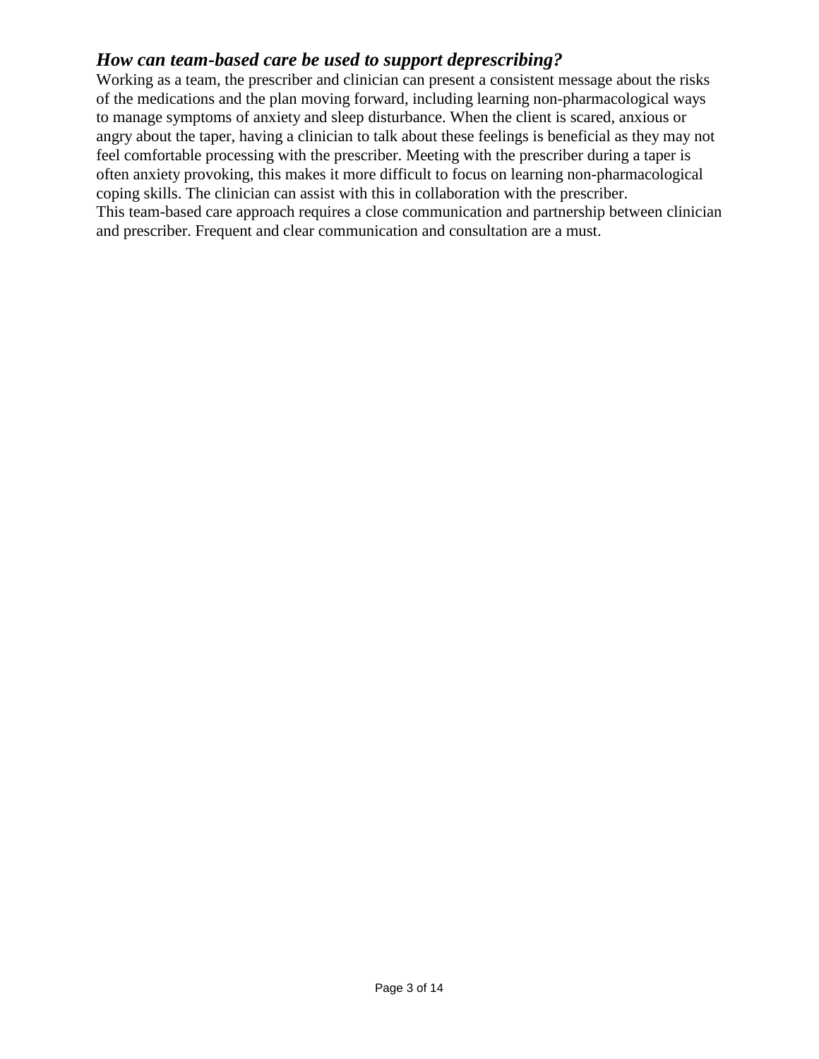### ***How can team-based care be used to support deprescribing?***

Working as a team, the prescriber and clinician can present a consistent message about the risks of the medications and the plan moving forward, including learning non-pharmacological ways to manage symptoms of anxiety and sleep disturbance. When the client is scared, anxious or angry about the taper, having a clinician to talk about these feelings is beneficial as they may not feel comfortable processing with the prescriber. Meeting with the prescriber during a taper is often anxiety provoking, this makes it more difficult to focus on learning non-pharmacological coping skills. The clinician can assist with this in collaboration with the prescriber.

This team-based care approach requires a close communication and partnership between clinician and prescriber. Frequent and clear communication and consultation are a must.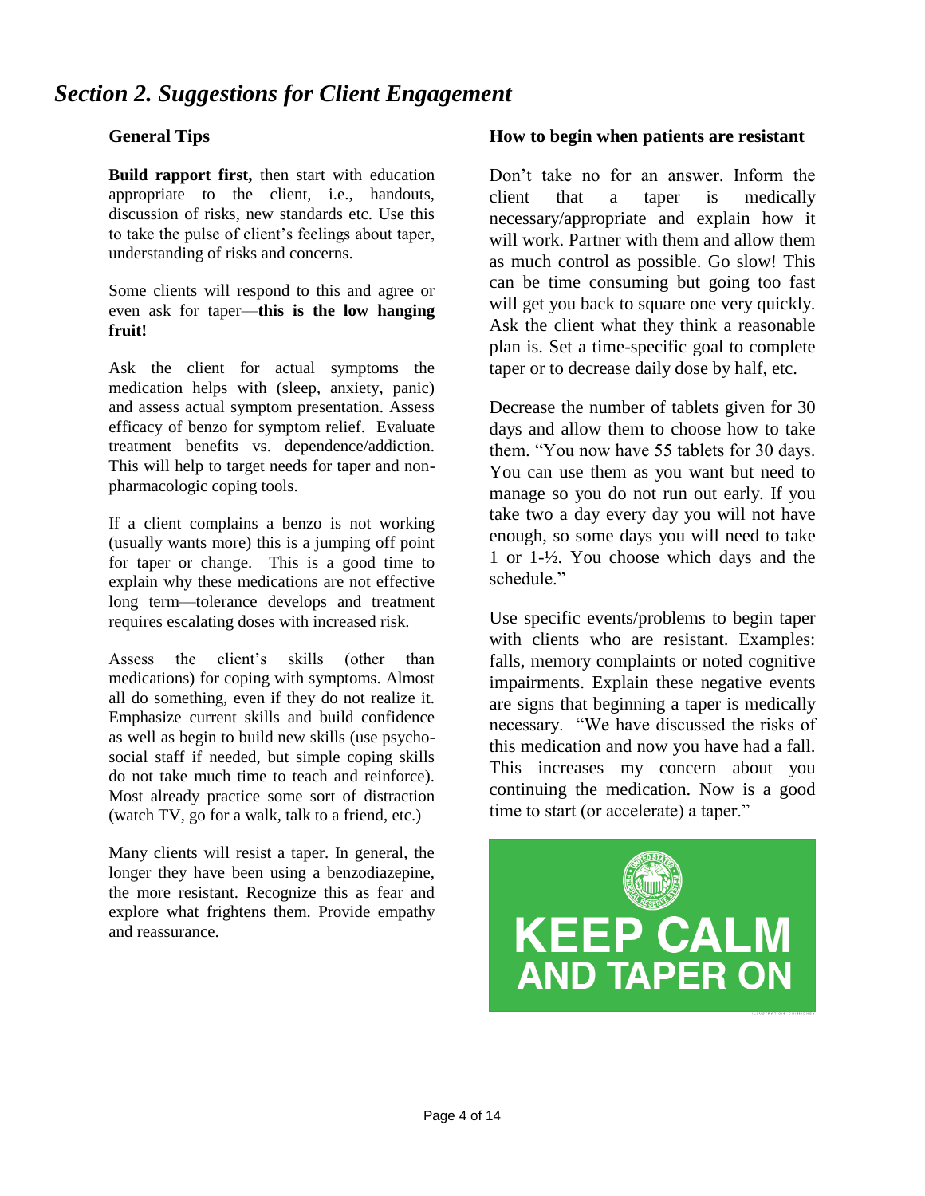## *Section 2. Suggestions for Client Engagement*

### General Tips

**Build rapport first,** then start with education appropriate to the client, i.e., handouts, discussion of risks, new standards etc. Use this to take the pulse of client's feelings about taper, understanding of risks and concerns.

Some clients will respond to this and agree or even ask for taper—**this is the low hanging fruit!**

Ask the client for actual symptoms the medication helps with (sleep, anxiety, panic) and assess actual symptom presentation. Assess efficacy of benzo for symptom relief. Evaluate treatment benefits vs. dependence/addiction. This will help to target needs for taper and non-pharmacologic coping tools.

If a client complains a benzo is not working (usually wants more) this is a jumping off point for taper or change. This is a good time to explain why these medications are not effective long term—tolerance develops and treatment requires escalating doses with increased risk.

Assess the client's skills (other than medications) for coping with symptoms. Almost all do something, even if they do not realize it. Emphasize current skills and build confidence as well as begin to build new skills (use psycho-social staff if needed, but simple coping skills do not take much time to teach and reinforce). Most already practice some sort of distraction (watch TV, go for a walk, talk to a friend, etc.)

Many clients will resist a taper. In general, the longer they have been using a benzodiazepine, the more resistant. Recognize this as fear and explore what frightens them. Provide empathy and reassurance.

### How to begin when patients are resistant

Don't take no for an answer. Inform the client that a taper is medically necessary/appropriate and explain how it will work. Partner with them and allow them as much control as possible. Go slow! This can be time consuming but going too fast will get you back to square one very quickly. Ask the client what they think a reasonable plan is. Set a time-specific goal to complete taper or to decrease daily dose by half, etc.

Decrease the number of tablets given for 30 days and allow them to choose how to take them. "You now have 55 tablets for 30 days. You can use them as you want but need to manage so you do not run out early. If you take two a day every day you will not have enough, so some days you will need to take 1 or 1-½. You choose which days and the schedule."

Use specific events/problems to begin taper with clients who are resistant. Examples: falls, memory complaints or noted cognitive impairments. Explain these negative events are signs that beginning a taper is medically necessary. "We have discussed the risks of this medication and now you have had a fall. This increases my concern about you continuing the medication. Now is a good time to start (or accelerate) a taper."

KEEP CALM AND TAPER ON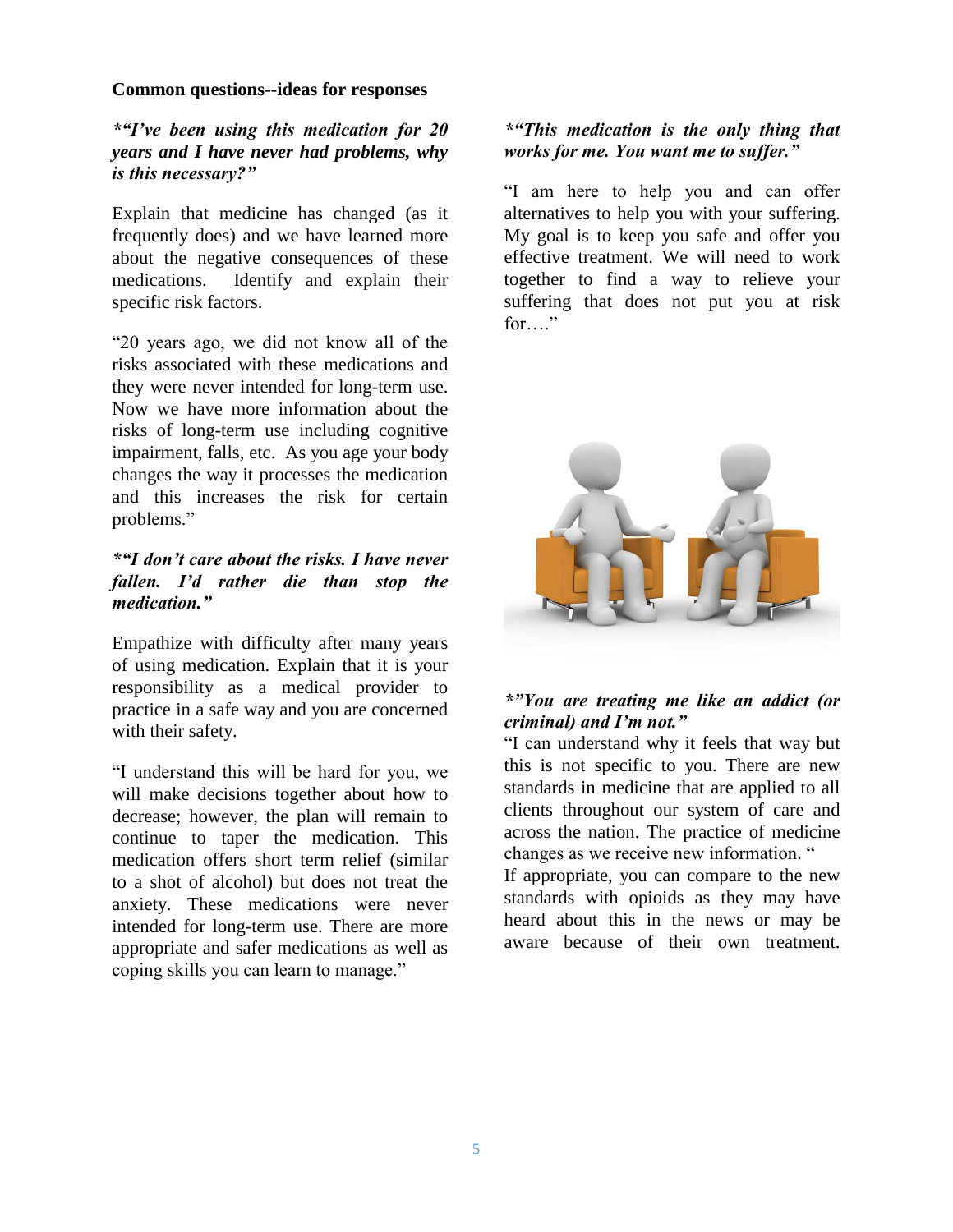**Common questions--ideas for responses**

***"I've been using this medication for 20 years and I have never had problems, why is this necessary?"***

Explain that medicine has changed (as it frequently does) and we have learned more about the negative consequences of these medications. Identify and explain their specific risk factors.

"20 years ago, we did not know all of the risks associated with these medications and they were never intended for long-term use. Now we have more information about the risks of long-term use including cognitive impairment, falls, etc. As you age your body changes the way it processes the medication and this increases the risk for certain problems."

***"I don't care about the risks. I have never fallen. I'd rather die than stop the medication."***

Empathize with difficulty after many years of using medication. Explain that it is your responsibility as a medical provider to practice in a safe way and you are concerned with their safety.

"I understand this will be hard for you, we will make decisions together about how to decrease; however, the plan will remain to continue to taper the medication. This medication offers short term relief (similar to a shot of alcohol) but does not treat the anxiety. These medications were never intended for long-term use. There are more appropriate and safer medications as well as coping skills you can learn to manage."

***"This medication is the only thing that works for me. You want me to suffer."***

"I am here to help you and can offer alternatives to help you with your suffering. My goal is to keep you safe and offer you effective treatment. We will need to work together to find a way to relieve your suffering that does not put you at risk for…."

***"You are treating me like an addict (or criminal) and I'm not."***

"I can understand why it feels that way but this is not specific to you. There are new standards in medicine that are applied to all clients throughout our system of care and across the nation. The practice of medicine changes as we receive new information. "

If appropriate, you can compare to the new standards with opioids as they may have heard about this in the news or may be aware because of their own treatment.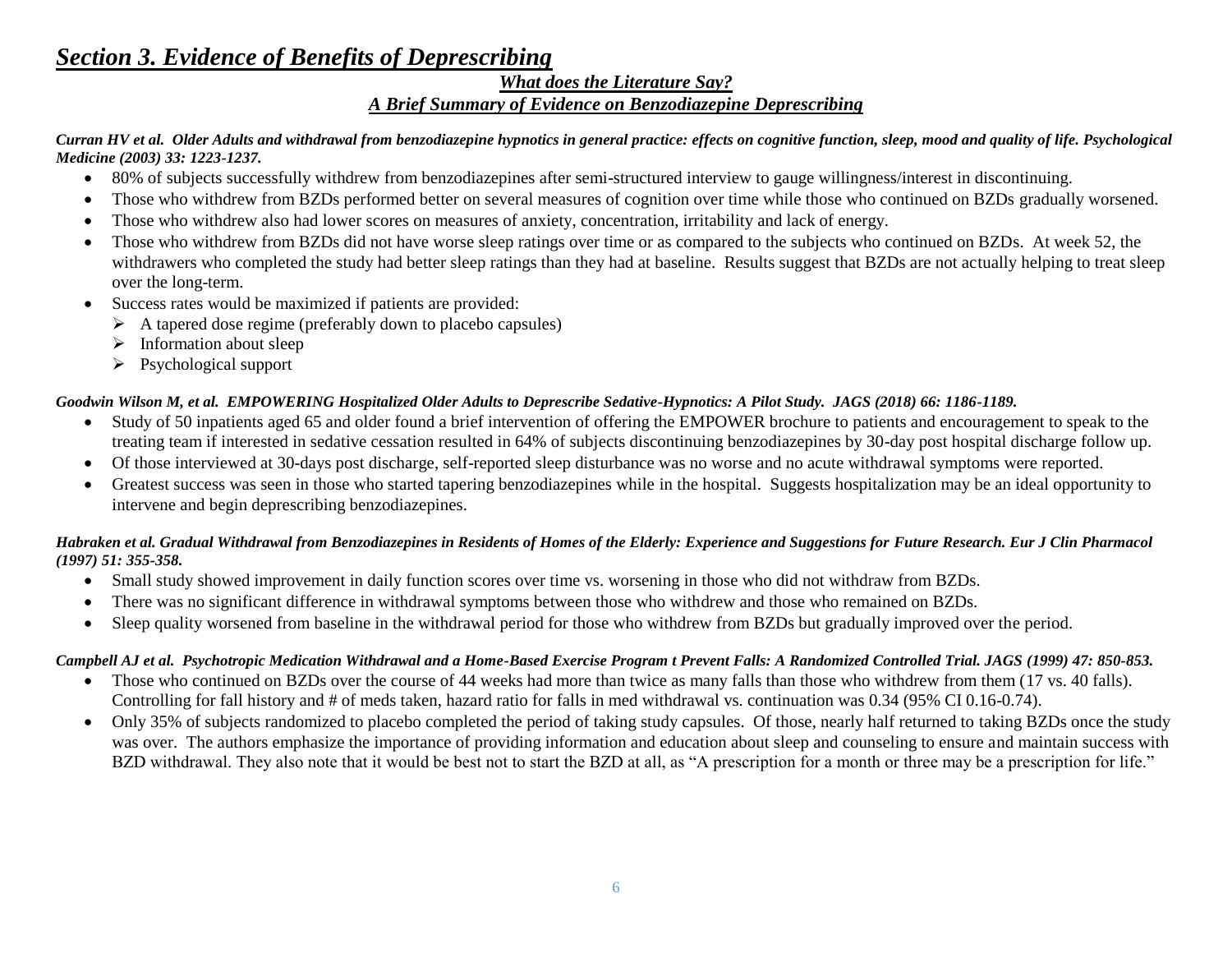# ***Section 3. Evidence of Benefits of Deprescribing***

### ***What does the Literature Say?***
### ***A Brief Summary of Evidence on Benzodiazepine Deprescribing***

***Curran HV et al. Older Adults and withdrawal from benzodiazepine hypnotics in general practice: effects on cognitive function, sleep, mood and quality of life. Psychological Medicine (2003) 33: 1223-1237.***

- 80% of subjects successfully withdrew from benzodiazepines after semi-structured interview to gauge willingness/interest in discontinuing.
- Those who withdrew from BZDs performed better on several measures of cognition over time while those who continued on BZDs gradually worsened.
- Those who withdrew also had lower scores on measures of anxiety, concentration, irritability and lack of energy.
- Those who withdrew from BZDs did not have worse sleep ratings over time or as compared to the subjects who continued on BZDs. At week 52, the withdrawers who completed the study had better sleep ratings than they had at baseline. Results suggest that BZDs are not actually helping to treat sleep over the long-term.
- Success rates would be maximized if patients are provided:
  - A tapered dose regime (preferably down to placebo capsules)
  - Information about sleep
  - Psychological support

***Goodwin Wilson M, et al. EMPOWERING Hospitalized Older Adults to Deprescribe Sedative-Hypnotics: A Pilot Study. JAGS (2018) 66: 1186-1189.***

- Study of 50 inpatients aged 65 and older found a brief intervention of offering the EMPOWER brochure to patients and encouragement to speak to the treating team if interested in sedative cessation resulted in 64% of subjects discontinuing benzodiazepines by 30-day post hospital discharge follow up.
- Of those interviewed at 30-days post discharge, self-reported sleep disturbance was no worse and no acute withdrawal symptoms were reported.
- Greatest success was seen in those who started tapering benzodiazepines while in the hospital. Suggests hospitalization may be an ideal opportunity to intervene and begin deprescribing benzodiazepines.

***Habraken et al. Gradual Withdrawal from Benzodiazepines in Residents of Homes of the Elderly: Experience and Suggestions for Future Research. Eur J Clin Pharmacol (1997) 51: 355-358.***

- Small study showed improvement in daily function scores over time vs. worsening in those who did not withdraw from BZDs.
- There was no significant difference in withdrawal symptoms between those who withdrew and those who remained on BZDs.
- Sleep quality worsened from baseline in the withdrawal period for those who withdrew from BZDs but gradually improved over the period.

***Campbell AJ et al. Psychotropic Medication Withdrawal and a Home-Based Exercise Program t Prevent Falls: A Randomized Controlled Trial. JAGS (1999) 47: 850-853.***

- Those who continued on BZDs over the course of 44 weeks had more than twice as many falls than those who withdrew from them (17 vs. 40 falls). Controlling for fall history and # of meds taken, hazard ratio for falls in med withdrawal vs. continuation was 0.34 (95% CI 0.16-0.74).
- Only 35% of subjects randomized to placebo completed the period of taking study capsules. Of those, nearly half returned to taking BZDs once the study was over. The authors emphasize the importance of providing information and education about sleep and counseling to ensure and maintain success with BZD withdrawal. They also note that it would be best not to start the BZD at all, as "A prescription for a month or three may be a prescription for life."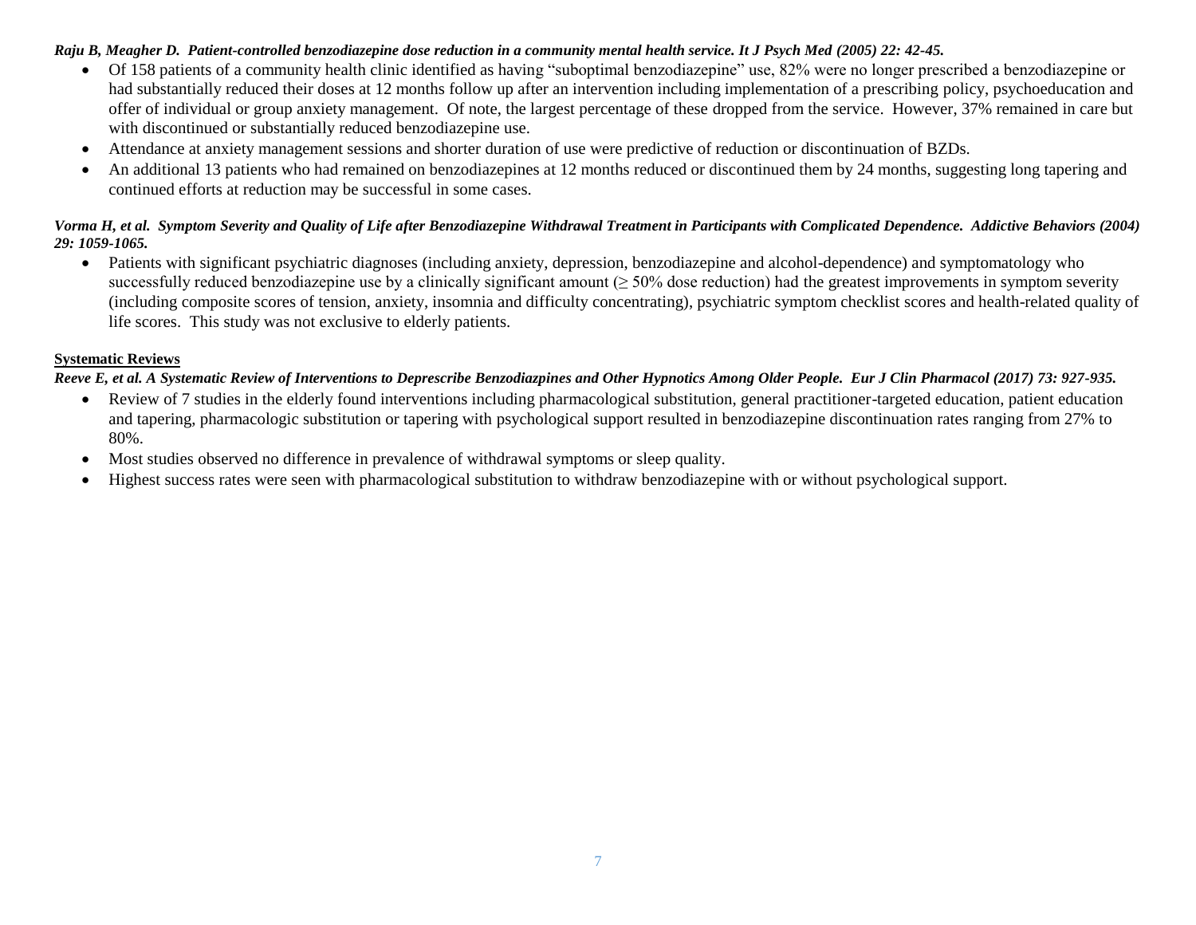***Raju B, Meagher D. Patient-controlled benzodiazepine dose reduction in a community mental health service. It J Psych Med (2005) 22: 42-45.***

- Of 158 patients of a community health clinic identified as having "suboptimal benzodiazepine" use, 82% were no longer prescribed a benzodiazepine or had substantially reduced their doses at 12 months follow up after an intervention including implementation of a prescribing policy, psychoeducation and offer of individual or group anxiety management. Of note, the largest percentage of these dropped from the service. However, 37% remained in care but with discontinued or substantially reduced benzodiazepine use.
- Attendance at anxiety management sessions and shorter duration of use were predictive of reduction or discontinuation of BZDs.
- An additional 13 patients who had remained on benzodiazepines at 12 months reduced or discontinued them by 24 months, suggesting long tapering and continued efforts at reduction may be successful in some cases.

***Vorma H, et al. Symptom Severity and Quality of Life after Benzodiazepine Withdrawal Treatment in Participants with Complicated Dependence. Addictive Behaviors (2004) 29: 1059-1065.***

- Patients with significant psychiatric diagnoses (including anxiety, depression, benzodiazepine and alcohol-dependence) and symptomatology who successfully reduced benzodiazepine use by a clinically significant amount ($\geq$ 50% dose reduction) had the greatest improvements in symptom severity (including composite scores of tension, anxiety, insomnia and difficulty concentrating), psychiatric symptom checklist scores and health-related quality of life scores. This study was not exclusive to elderly patients.

**Systematic Reviews**

***Reeve E, et al. A Systematic Review of Interventions to Deprescribe Benzodiazpines and Other Hypnotics Among Older People. Eur J Clin Pharmacol (2017) 73: 927-935.***

- Review of 7 studies in the elderly found interventions including pharmacological substitution, general practitioner-targeted education, patient education and tapering, pharmacologic substitution or tapering with psychological support resulted in benzodiazepine discontinuation rates ranging from 27% to 80%.
- Most studies observed no difference in prevalence of withdrawal symptoms or sleep quality.
- Highest success rates were seen with pharmacological substitution to withdraw benzodiazepine with or without psychological support.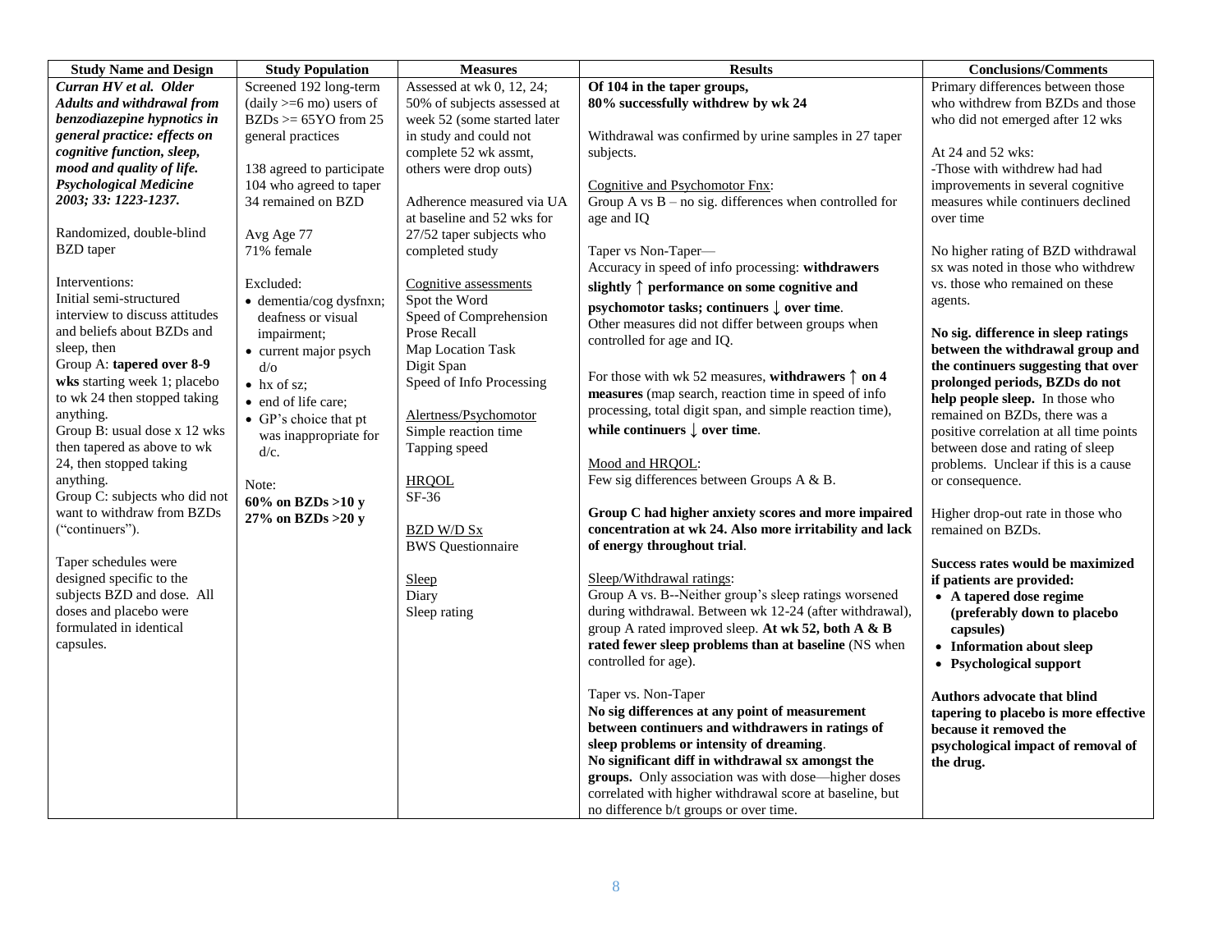| Study Name and Design | Study Population | Measures | Results | Conclusions/Comments |
|---|---|---|---|---|
| ***Curran HV et al. Older Adults and withdrawal from benzodiazepine hypnotics in general practice: effects on cognitive function, sleep, mood and quality of life. Psychological Medicine 2003; 33: 1223-1237.***<br><br>Randomized, double-blind BZD taper<br><br>Interventions:<br>Initial semi-structured interview to discuss attitudes and beliefs about BZDs and sleep, then<br>Group A: **tapered over 8-9 wks** starting week 1; placebo to wk 24 then stopped taking anything.<br>Group B: usual dose x 12 wks then tapered as above to wk 24, then stopped taking anything.<br>Group C: subjects who did not want to withdraw from BZDs ("continuers").<br><br>Taper schedules were designed specific to the subjects BZD and dose. All doses and placebo were formulated in identical capsules. | Screened 192 long-term (daily >=6 mo) users of BZDs >= 65YO from 25 general practices<br><br>138 agreed to participate<br>104 who agreed to taper<br>34 remained on BZD<br><br>Avg Age 77<br>71% female<br><br>Excluded:<br>• dementia/cog dysfnxn; deafness or visual impairment;<br>• current major psych d/o<br>• hx of sz;<br>• end of life care;<br>• GP's choice that pt was inappropriate for d/c.<br><br>Note:<br>**60% on BZDs >10 y**<br>**27% on BZDs >20 y** | Assessed at wk 0, 12, 24; 50% of subjects assessed at week 52 (some started later in study and could not complete 52 wk assmt, others were drop outs)<br><br>Adherence measured via UA at baseline and 52 wks for 27/52 taper subjects who completed study<br><br><u>Cognitive assessments</u><br>Spot the Word<br>Speed of Comprehension<br>Prose Recall<br>Map Location Task<br>Digit Span<br>Speed of Info Processing<br><br><u>Alertness/Psychomotor</u><br>Simple reaction time<br>Tapping speed<br><br><u>HRQOL</u><br>SF-36<br><br><u>BZD W/D Sx</u><br>BWS Questionnaire<br><br><u>Sleep</u><br>Diary<br>Sleep rating | **Of 104 in the taper groups, 80% successfully withdrew by wk 24**<br><br>Withdrawal was confirmed by urine samples in 27 taper subjects.<br><br><u>Cognitive and Psychomotor Fnx</u>:<br>Group A vs B – no sig. differences when controlled for age and IQ<br><br>Taper vs Non-Taper—<br>Accuracy in speed of info processing: **withdrawers slightly ↑ performance on some cognitive and psychomotor tasks; continuers ↓ over time**.<br>Other measures did not differ between groups when controlled for age and IQ.<br><br>For those with wk 52 measures, **withdrawers ↑ on 4 measures** (map search, reaction time in speed of info processing, total digit span, and simple reaction time), **while continuers ↓ over time**.<br><br><u>Mood and HRQOL</u>:<br>Few sig differences between Groups A & B.<br><br>**Group C had higher anxiety scores and more impaired concentration at wk 24. Also more irritability and lack of energy throughout trial**.<br><br><u>Sleep/Withdrawal ratings</u>:<br>Group A vs. B--Neither group's sleep ratings worsened during withdrawal. Between wk 12-24 (after withdrawal), group A rated improved sleep. **At wk 52, both A & B rated fewer sleep problems than at baseline** (NS when controlled for age).<br><br>Taper vs. Non-Taper<br>**No sig differences at any point of measurement between continuers and withdrawers in ratings of sleep problems or intensity of dreaming**.<br>**No significant diff in withdrawal sx amongst the groups.** Only association was with dose—higher doses correlated with higher withdrawal score at baseline, but no difference b/t groups or over time. | Primary differences between those who withdrew from BZDs and those who did not emerged after 12 wks<br><br>At 24 and 52 wks:<br>-Those with withdrew had had improvements in several cognitive measures while continuers declined over time<br><br>No higher rating of BZD withdrawal sx was noted in those who withdrew vs. those who remained on these agents.<br><br>**No sig. difference in sleep ratings between the withdrawal group and the continuers suggesting that over prolonged periods, BZDs do not help people sleep.** In those who remained on BZDs, there was a positive correlation at all time points between dose and rating of sleep problems. Unclear if this is a cause or consequence.<br><br>Higher drop-out rate in those who remained on BZDs.<br><br>**Success rates would be maximized if patients are provided:**<br>• **A tapered dose regime (preferably down to placebo capsules)**<br>• **Information about sleep**<br>• **Psychological support**<br><br>**Authors advocate that blind tapering to placebo is more effective because it removed the psychological impact of removal of the drug.** |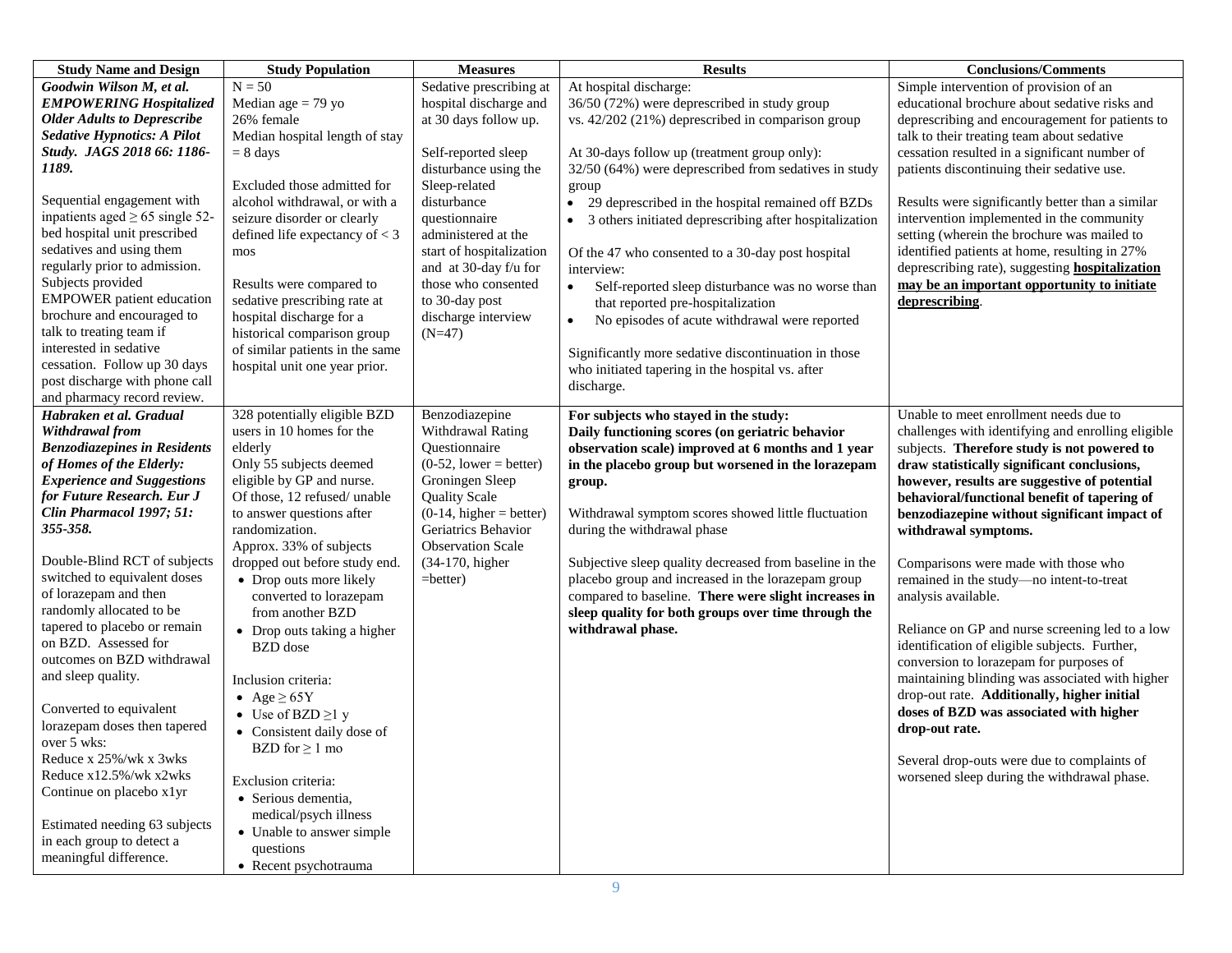| Study Name and Design | Study Population | Measures | Results | Conclusions/Comments |
|---|---|---|---|---|
| ***Goodwin Wilson M, et al. EMPOWERING Hospitalized Older Adults to Deprescribe Sedative Hypnotics: A Pilot Study. JAGS 2018 66: 1186-1189.***<br><br>Sequential engagement with inpatients aged ≥ 65 single 52-bed hospital unit prescribed sedatives and using them regularly prior to admission. Subjects provided EMPOWER patient education brochure and encouraged to talk to treating team if interested in sedative cessation. Follow up 30 days post discharge with phone call and pharmacy record review. | N = 50<br>Median age = 79 yo<br>26% female<br>Median hospital length of stay = 8 days<br><br>Excluded those admitted for alcohol withdrawal, or with a seizure disorder or clearly defined life expectancy of < 3 mos<br><br>Results were compared to sedative prescribing rate at hospital discharge for a historical comparison group of similar patients in the same hospital unit one year prior. | Sedative prescribing at hospital discharge and at 30 days follow up.<br><br>Self-reported sleep disturbance using the Sleep-related disturbance questionnaire administered at the start of hospitalization and at 30-day f/u for those who consented to 30-day post discharge interview (N=47) | At hospital discharge:<br>36/50 (72%) were deprescribed in study group vs. 42/202 (21%) deprescribed in comparison group<br><br>At 30-days follow up (treatment group only):<br>32/50 (64%) were deprescribed from sedatives in study group<br>• 29 deprescribed in the hospital remained off BZDs<br>• 3 others initiated deprescribing after hospitalization<br><br>Of the 47 who consented to a 30-day post hospital interview:<br>• Self-reported sleep disturbance was no worse than that reported pre-hospitalization<br>• No episodes of acute withdrawal were reported<br><br>Significantly more sedative discontinuation in those who initiated tapering in the hospital vs. after discharge. | Simple intervention of provision of an educational brochure about sedative risks and deprescribing and encouragement for patients to talk to their treating team about sedative cessation resulted in a significant number of patients discontinuing their sedative use.<br><br>Results were significantly better than a similar intervention implemented in the community setting (wherein the brochure was mailed to identified patients at home, resulting in 27% deprescribing rate), suggesting **hospitalization may be an important opportunity to initiate deprescribing**. |
| ***Habraken et al. Gradual Withdrawal from Benzodiazepines in Residents of Homes of the Elderly: Experience and Suggestions for Future Research. Eur J Clin Pharmacol 1997; 51: 355-358.***<br><br>Double-Blind RCT of subjects switched to equivalent doses of lorazepam and then randomly allocated to be tapered to placebo or remain on BZD. Assessed for outcomes on BZD withdrawal and sleep quality.<br><br>Converted to equivalent lorazepam doses then tapered over 5 wks:<br>Reduce x 25%/wk x 3wks<br>Reduce x12.5%/wk x2wks<br>Continue on placebo x1yr<br><br>Estimated needing 63 subjects in each group to detect a meaningful difference. | 328 potentially eligible BZD users in 10 homes for the elderly<br>Only 55 subjects deemed eligible by GP and nurse.<br>Of those, 12 refused/ unable to answer questions after randomization.<br>Approx. 33% of subjects dropped out before study end.<br>• Drop outs more likely converted to lorazepam from another BZD<br>• Drop outs taking a higher BZD dose<br><br>Inclusion criteria:<br>• Age ≥ 65Y<br>• Use of BZD ≥1 y<br>• Consistent daily dose of BZD for ≥ 1 mo<br><br>Exclusion criteria:<br>• Serious dementia, medical/psych illness<br>• Unable to answer simple questions<br>• Recent psychotrauma | Benzodiazepine Withdrawal Rating Questionnaire<br>(0-52, lower = better)<br>Groningen Sleep Quality Scale<br>(0-14, higher = better)<br>Geriatrics Behavior Observation Scale<br>(34-170, higher =better) | **For subjects who stayed in the study:**<br>**Daily functioning scores (on geriatric behavior observation scale) improved at 6 months and 1 year in the placebo group but worsened in the lorazepam group.**<br><br>Withdrawal symptom scores showed little fluctuation during the withdrawal phase<br><br>Subjective sleep quality decreased from baseline in the placebo group and increased in the lorazepam group compared to baseline. **There were slight increases in sleep quality for both groups over time through the withdrawal phase.** | Unable to meet enrollment needs due to challenges with identifying and enrolling eligible subjects. **Therefore study is not powered to draw statistically significant conclusions, however, results are suggestive of potential behavioral/functional benefit of tapering of benzodiazepine without significant impact of withdrawal symptoms.**<br><br>Comparisons were made with those who remained in the study—no intent-to-treat analysis available.<br><br>Reliance on GP and nurse screening led to a low identification of eligible subjects. Further, conversion to lorazepam for purposes of maintaining blinding was associated with higher drop-out rate. **Additionally, higher initial doses of BZD was associated with higher drop-out rate.**<br><br>Several drop-outs were due to complaints of worsened sleep during the withdrawal phase. |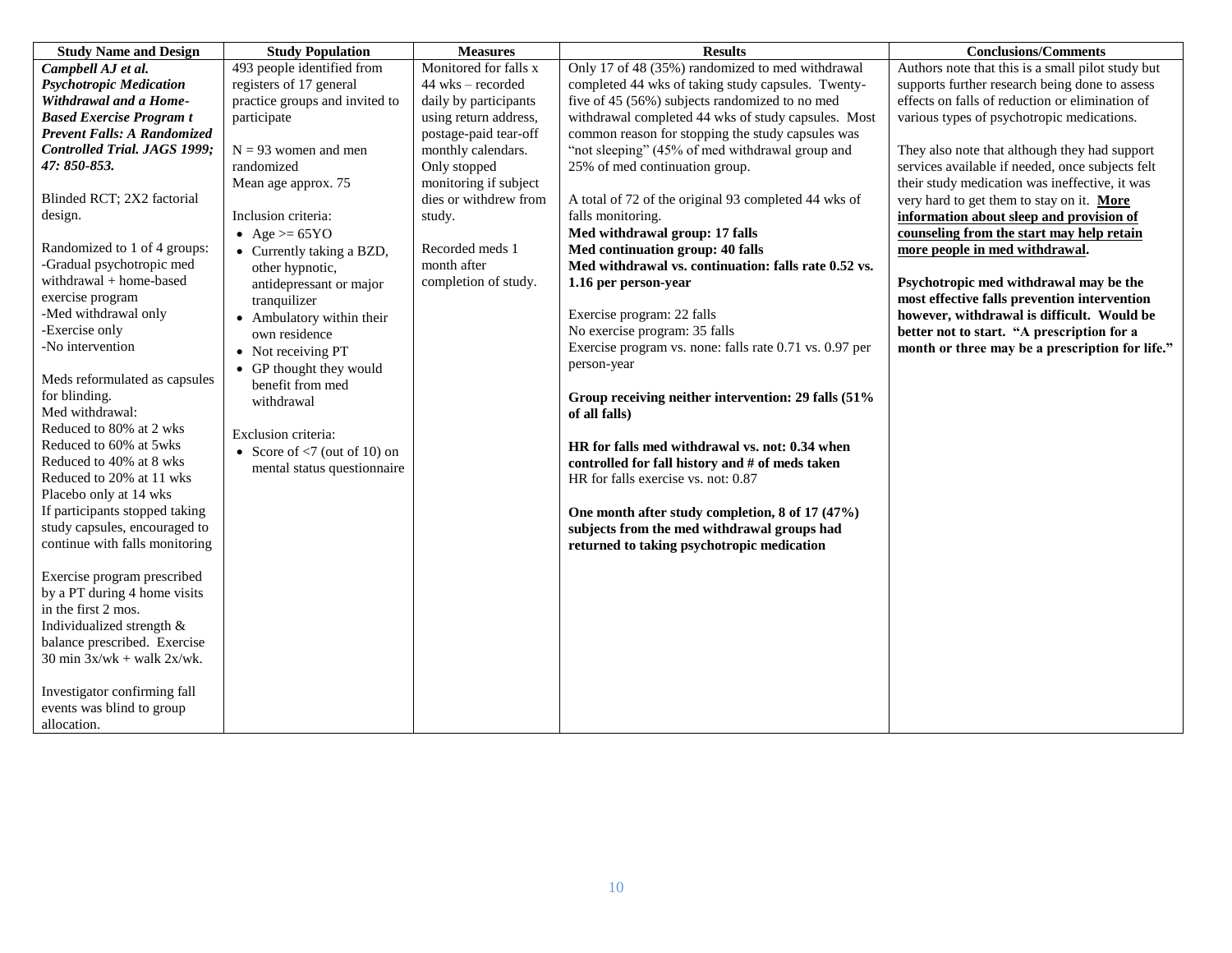| Study Name and Design | Study Population | Measures | Results | Conclusions/Comments |
|---|---|---|---|---|
| ***Campbell AJ et al. Psychotropic Medication Withdrawal and a Home-Based Exercise Program t Prevent Falls: A Randomized Controlled Trial. JAGS 1999; 47: 850-853.***<br><br>Blinded RCT; 2X2 factorial design.<br><br>Randomized to 1 of 4 groups:<br>-Gradual psychotropic med withdrawal + home-based exercise program<br>-Med withdrawal only<br>-Exercise only<br>-No intervention<br><br>Meds reformulated as capsules for blinding.<br>Med withdrawal:<br>Reduced to 80% at 2 wks<br>Reduced to 60% at 5wks<br>Reduced to 40% at 8 wks<br>Reduced to 20% at 11 wks<br>Placebo only at 14 wks<br>If participants stopped taking study capsules, encouraged to continue with falls monitoring<br><br>Exercise program prescribed by a PT during 4 home visits in the first 2 mos.<br>Individualized strength & balance prescribed. Exercise 30 min 3x/wk + walk 2x/wk.<br><br>Investigator confirming fall events was blind to group allocation. | 493 people identified from registers of 17 general practice groups and invited to participate<br><br>N = 93 women and men randomized<br>Mean age approx. 75<br><br>Inclusion criteria:<br>• Age >= 65YO<br>• Currently taking a BZD, other hypnotic, antidepressant or major tranquilizer<br>• Ambulatory within their own residence<br>• Not receiving PT<br>• GP thought they would benefit from med withdrawal<br><br>Exclusion criteria:<br>• Score of <7 (out of 10) on mental status questionnaire | Monitored for falls x 44 wks – recorded daily by participants using return address, postage-paid tear-off monthly calendars. Only stopped monitoring if subject dies or withdrew from study.<br><br>Recorded meds 1 month after completion of study. | Only 17 of 48 (35%) randomized to med withdrawal completed 44 wks of taking study capsules. Twenty-five of 45 (56%) subjects randomized to no med withdrawal completed 44 wks of study capsules. Most common reason for stopping the study capsules was "not sleeping" (45% of med withdrawal group and 25% of med continuation group.<br><br>A total of 72 of the original 93 completed 44 wks of falls monitoring.<br>**Med withdrawal group: 17 falls**<br>**Med continuation group: 40 falls**<br>**Med withdrawal vs. continuation: falls rate 0.52 vs. 1.16 per person-year**<br><br>Exercise program: 22 falls<br>No exercise program: 35 falls<br>Exercise program vs. none: falls rate 0.71 vs. 0.97 per person-year<br><br>**Group receiving neither intervention: 29 falls (51% of all falls)**<br><br>**HR for falls med withdrawal vs. not: 0.34 when controlled for fall history and # of meds taken**<br>HR for falls exercise vs. not: 0.87<br><br>**One month after study completion, 8 of 17 (47%) subjects from the med withdrawal groups had returned to taking psychotropic medication** | Authors note that this is a small pilot study but supports further research being done to assess effects on falls of reduction or elimination of various types of psychotropic medications.<br><br>They also note that although they had support services available if needed, once subjects felt their study medication was ineffective, it was very hard to get them to stay on it. <u>**More information about sleep and provision of counseling from the start may help retain more people in med withdrawal**</u>**.**<br><br>**Psychotropic med withdrawal may be the most effective falls prevention intervention however, withdrawal is difficult. Would be better not to start. "A prescription for a month or three may be a prescription for life."** |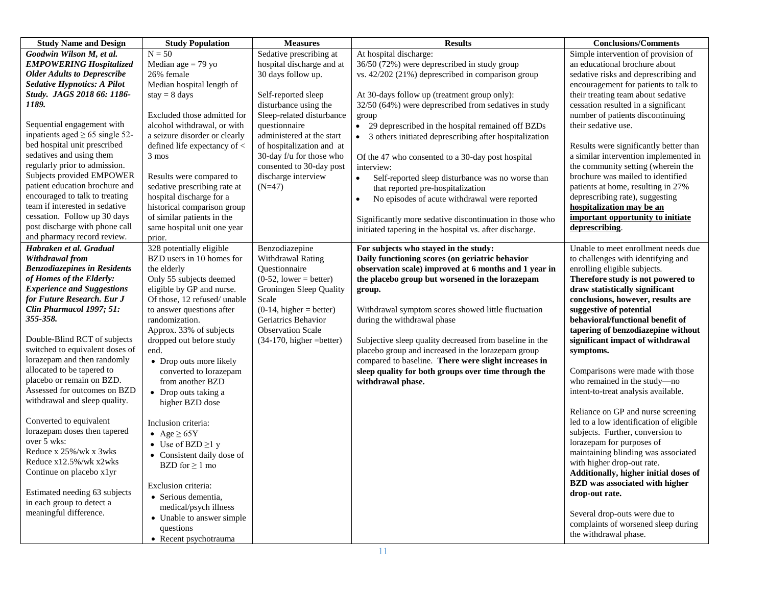| Study Name and Design | Study Population | Measures | Results | Conclusions/Comments |
|---|---|---|---|---|
| ***Goodwin Wilson M, et al. EMPOWERING Hospitalized Older Adults to Deprescribe Sedative Hypnotics: A Pilot Study. JAGS 2018 66: 1186-1189.***<br><br>Sequential engagement with inpatients aged ≥ 65 single 52-bed hospital unit prescribed sedatives and using them regularly prior to admission. Subjects provided EMPOWER patient education brochure and encouraged to talk to treating team if interested in sedative cessation. Follow up 30 days post discharge with phone call and pharmacy record review. | N = 50<br>Median age = 79 yo<br>26% female<br>Median hospital length of stay = 8 days<br><br>Excluded those admitted for alcohol withdrawal, or with a seizure disorder or clearly defined life expectancy of < 3 mos<br><br>Results were compared to sedative prescribing rate at hospital discharge for a historical comparison group of similar patients in the same hospital unit one year prior. | Sedative prescribing at hospital discharge and at 30 days follow up.<br><br>Self-reported sleep disturbance using the Sleep-related disturbance questionnaire administered at the start of hospitalization and at 30-day f/u for those who consented to 30-day post discharge interview (N=47) | At hospital discharge:<br>36/50 (72%) were deprescribed in study group vs. 42/202 (21%) deprescribed in comparison group<br><br>At 30-days follow up (treatment group only):<br>32/50 (64%) were deprescribed from sedatives in study group<br>• 29 deprescribed in the hospital remained off BZDs<br>• 3 others initiated deprescribing after hospitalization<br><br>Of the 47 who consented to a 30-day post hospital interview:<br>• Self-reported sleep disturbance was no worse than that reported pre-hospitalization<br>• No episodes of acute withdrawal were reported<br><br>Significantly more sedative discontinuation in those who initiated tapering in the hospital vs. after discharge. | Simple intervention of provision of an educational brochure about sedative risks and deprescribing and encouragement for patients to talk to their treating team about sedative cessation resulted in a significant number of patients discontinuing their sedative use.<br><br>Results were significantly better than a similar intervention implemented in the community setting (wherein the brochure was mailed to identified patients at home, resulting in 27% deprescribing rate), suggesting **hospitalization may be an important opportunity to initiate deprescribing**. |
| ***Habraken et al. Gradual Withdrawal from Benzodiazepines in Residents of Homes of the Elderly: Experience and Suggestions for Future Research. Eur J Clin Pharmacol 1997; 51: 355-358.***<br><br>Double-Blind RCT of subjects switched to equivalent doses of lorazepam and then randomly allocated to be tapered to placebo or remain on BZD. Assessed for outcomes on BZD withdrawal and sleep quality.<br><br>Converted to equivalent lorazepam doses then tapered over 5 wks:<br>Reduce x 25%/wk x 3wks<br>Reduce x12.5%/wk x2wks<br>Continue on placebo x1yr<br><br>Estimated needing 63 subjects in each group to detect a meaningful difference. | 328 potentially eligible BZD users in 10 homes for the elderly<br>Only 55 subjects deemed eligible by GP and nurse. Of those, 12 refused/ unable to answer questions after randomization.<br>Approx. 33% of subjects dropped out before study end.<br>• Drop outs more likely converted to lorazepam from another BZD<br>• Drop outs taking a higher BZD dose<br><br>Inclusion criteria:<br>• Age ≥ 65Y<br>• Use of BZD ≥1 y<br>• Consistent daily dose of BZD for ≥ 1 mo<br><br>Exclusion criteria:<br>• Serious dementia, medical/psych illness<br>• Unable to answer simple questions<br>• Recent psychotrauma | Benzodiazepine Withdrawal Rating Questionnaire (0-52, lower = better)<br>Groningen Sleep Quality Scale (0-14, higher = better)<br>Geriatrics Behavior Observation Scale (34-170, higher =better) | **For subjects who stayed in the study: Daily functioning scores (on geriatric behavior observation scale) improved at 6 months and 1 year in the placebo group but worsened in the lorazepam group.**<br><br>Withdrawal symptom scores showed little fluctuation during the withdrawal phase<br><br>Subjective sleep quality decreased from baseline in the placebo group and increased in the lorazepam group compared to baseline. **There were slight increases in sleep quality for both groups over time through the withdrawal phase.** | Unable to meet enrollment needs due to challenges with identifying and enrolling eligible subjects. **Therefore study is not powered to draw statistically significant conclusions, however, results are suggestive of potential behavioral/functional benefit of tapering of benzodiazepine without significant impact of withdrawal symptoms.**<br><br>Comparisons were made with those who remained in the study—no intent-to-treat analysis available.<br><br>Reliance on GP and nurse screening led to a low identification of eligible subjects. Further, conversion to lorazepam for purposes of maintaining blinding was associated with higher drop-out rate. **Additionally, higher initial doses of BZD was associated with higher drop-out rate.**<br><br>Several drop-outs were due to complaints of worsened sleep during the withdrawal phase. |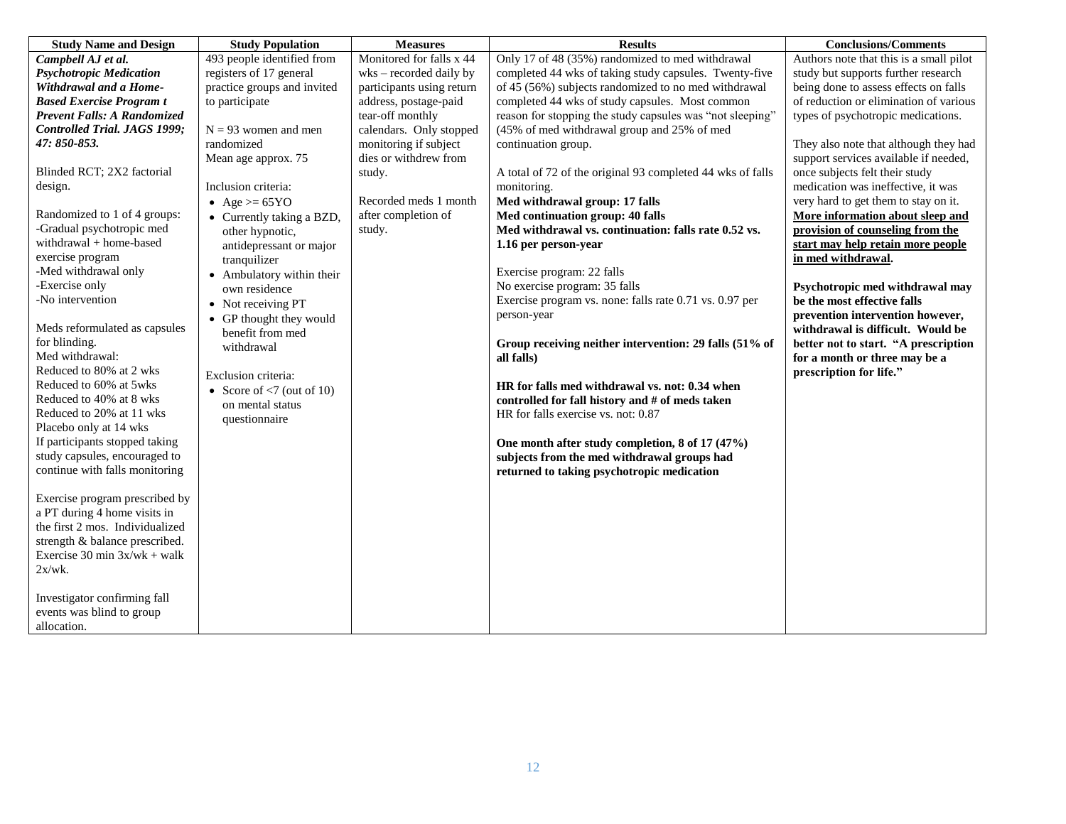| Study Name and Design | Study Population | Measures | Results | Conclusions/Comments |
|---|---|---|---|---|
| ***Campbell AJ et al. Psychotropic Medication Withdrawal and a Home-Based Exercise Program t Prevent Falls: A Randomized Controlled Trial. JAGS 1999; 47: 850-853.***<br><br>Blinded RCT; 2X2 factorial design.<br><br>Randomized to 1 of 4 groups:<br>-Gradual psychotropic med withdrawal + home-based exercise program<br>-Med withdrawal only<br>-Exercise only<br>-No intervention<br><br>Meds reformulated as capsules for blinding.<br>Med withdrawal:<br>Reduced to 80% at 2 wks<br>Reduced to 60% at 5wks<br>Reduced to 40% at 8 wks<br>Reduced to 20% at 11 wks<br>Placebo only at 14 wks<br>If participants stopped taking study capsules, encouraged to continue with falls monitoring<br><br>Exercise program prescribed by a PT during 4 home visits in the first 2 mos. Individualized strength & balance prescribed. Exercise 30 min 3x/wk + walk 2x/wk.<br><br>Investigator confirming fall events was blind to group allocation. | 493 people identified from registers of 17 general practice groups and invited to participate<br><br>N = 93 women and men randomized<br>Mean age approx. 75<br><br>Inclusion criteria:<br>• Age >= 65YO<br>• Currently taking a BZD, other hypnotic, antidepressant or major tranquilizer<br>• Ambulatory within their own residence<br>• Not receiving PT<br>• GP thought they would benefit from med withdrawal<br><br>Exclusion criteria:<br>• Score of <7 (out of 10) on mental status questionnaire | Monitored for falls x 44 wks – recorded daily by participants using return address, postage-paid tear-off monthly calendars. Only stopped monitoring if subject dies or withdrew from study.<br><br>Recorded meds 1 month after completion of study. | Only 17 of 48 (35%) randomized to med withdrawal completed 44 wks of taking study capsules. Twenty-five of 45 (56%) subjects randomized to no med withdrawal completed 44 wks of study capsules. Most common reason for stopping the study capsules was "not sleeping" (45% of med withdrawal group and 25% of med continuation group.<br><br>A total of 72 of the original 93 completed 44 wks of falls monitoring.<br>**Med withdrawal group: 17 falls**<br>**Med continuation group: 40 falls**<br>**Med withdrawal vs. continuation: falls rate 0.52 vs. 1.16 per person-year**<br><br>Exercise program: 22 falls<br>No exercise program: 35 falls<br>Exercise program vs. none: falls rate 0.71 vs. 0.97 per person-year<br><br>**Group receiving neither intervention: 29 falls (51% of all falls)**<br><br>**HR for falls med withdrawal vs. not: 0.34 when controlled for fall history and # of meds taken**<br>HR for falls exercise vs. not: 0.87<br><br>**One month after study completion, 8 of 17 (47%) subjects from the med withdrawal groups had returned to taking psychotropic medication** | Authors note that this is a small pilot study but supports further research being done to assess effects on falls of reduction or elimination of various types of psychotropic medications.<br><br>They also note that although they had support services available if needed, once subjects felt their study medication was ineffective, it was very hard to get them to stay on it. <u>**More information about sleep and provision of counseling from the start may help retain more people in med withdrawal**</u>**.**<br><br>**Psychotropic med withdrawal may be the most effective falls prevention intervention however, withdrawal is difficult. Would be better not to start. "A prescription for a month or three may be a prescription for life."** |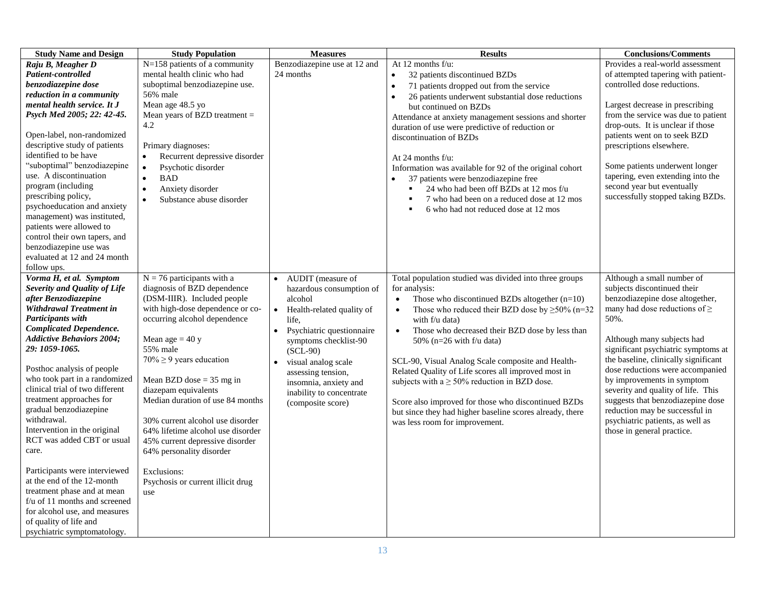| Study Name and Design | Study Population | Measures | Results | Conclusions/Comments |
|---|---|---|---|---|
| ***Raju B, Meagher D Patient-controlled benzodiazepine dose reduction in a community mental health service. It J Psych Med 2005; 22: 42-45.***<br><br>Open-label, non-randomized descriptive study of patients identified to be have "suboptimal" benzodiazepine use. A discontinuation program (including prescribing policy, psychoeducation and anxiety management) was instituted, patients were allowed to control their own tapers, and benzodiazepine use was evaluated at 12 and 24 month follow ups. | N=158 patients of a community mental health clinic who had suboptimal benzodiazepine use.<br>56% male<br>Mean age 48.5 yo<br>Mean years of BZD treatment = 4.2<br><br>Primary diagnoses:<br>• Recurrent depressive disorder<br>• Psychotic disorder<br>• BAD<br>• Anxiety disorder<br>• Substance abuse disorder | Benzodiazepine use at 12 and 24 months | At 12 months f/u:<br>• 32 patients discontinued BZDs<br>• 71 patients dropped out from the service<br>• 26 patients underwent substantial dose reductions but continued on BZDs<br>Attendance at anxiety management sessions and shorter duration of use were predictive of reduction or discontinuation of BZDs<br><br>At 24 months f/u:<br>Information was available for 92 of the original cohort<br>• 37 patients were benzodiazepine free<br>&nbsp;&nbsp;▪ 24 who had been off BZDs at 12 mos f/u<br>&nbsp;&nbsp;▪ 7 who had been on a reduced dose at 12 mos<br>&nbsp;&nbsp;▪ 6 who had not reduced dose at 12 mos | Provides a real-world assessment of attempted tapering with patient-controlled dose reductions.<br><br>Largest decrease in prescribing from the service was due to patient drop-outs. It is unclear if those patients went on to seek BZD prescriptions elsewhere.<br><br>Some patients underwent longer tapering, even extending into the second year but eventually successfully stopped taking BZDs. |
| ***Vorma H, et al. Symptom Severity and Quality of Life after Benzodiazepine Withdrawal Treatment in Participants with Complicated Dependence. Addictive Behaviors 2004; 29: 1059-1065.***<br><br>Posthoc analysis of people who took part in a randomized clinical trial of two different treatment approaches for gradual benzodiazepine withdrawal.<br>Intervention in the original RCT was added CBT or usual care.<br><br>Participants were interviewed at the end of the 12-month treatment phase and at mean f/u of 11 months and screened for alcohol use, and measures of quality of life and psychiatric symptomatology. | N = 76 participants with a diagnosis of BZD dependence (DSM-IIIR). Included people with high-dose dependence or co-occurring alcohol dependence<br><br>Mean age = 40 y<br>55% male<br>70% ≥ 9 years education<br><br>Mean BZD dose = 35 mg in diazepam equivalents<br>Median duration of use 84 months<br><br>30% current alcohol use disorder<br>64% lifetime alcohol use disorder<br>45% current depressive disorder<br>64% personality disorder<br><br>Exclusions:<br>Psychosis or current illicit drug use | • AUDIT (measure of hazardous consumption of alcohol<br>• Health-related quality of life,<br>• Psychiatric questionnaire symptoms checklist-90 (SCL-90)<br>• visual analog scale assessing tension, insomnia, anxiety and inability to concentrate (composite score) | Total population studied was divided into three groups for analysis:<br>• Those who discontinued BZDs altogether (n=10)<br>• Those who reduced their BZD dose by ≥50% (n=32 with f/u data)<br>• Those who decreased their BZD dose by less than 50% (n=26 with f/u data)<br><br>SCL-90, Visual Analog Scale composite and Health-Related Quality of Life scores all improved most in subjects with a ≥ 50% reduction in BZD dose.<br><br>Score also improved for those who discontinued BZDs but since they had higher baseline scores already, there was less room for improvement. | Although a small number of subjects discontinued their benzodiazepine dose altogether, many had dose reductions of ≥ 50%.<br><br>Although many subjects had significant psychiatric symptoms at the baseline, clinically significant dose reductions were accompanied by improvements in symptom severity and quality of life. This suggests that benzodiazepine dose reduction may be successful in psychiatric patients, as well as those in general practice. |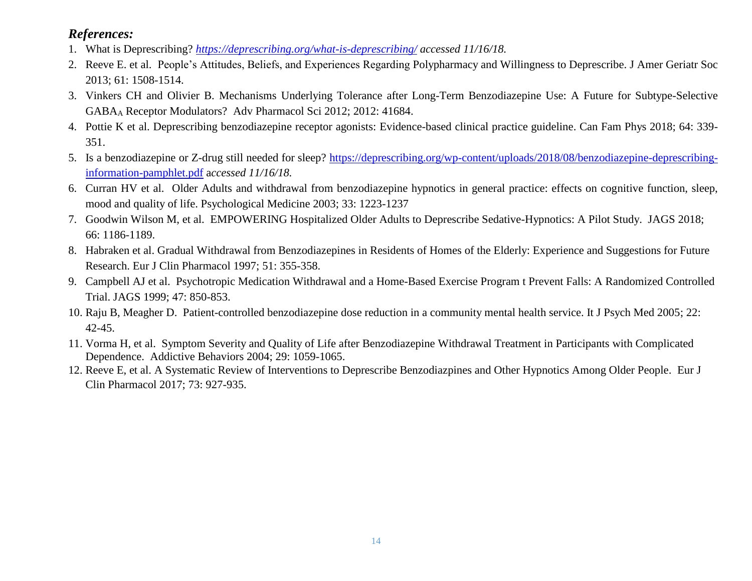## *References:*

1. What is Deprescribing? *https://deprescribing.org/what-is-deprescribing/ accessed 11/16/18.*
2. Reeve E. et al. People's Attitudes, Beliefs, and Experiences Regarding Polypharmacy and Willingness to Deprescribe. J Amer Geriatr Soc 2013; 61: 1508-1514.
3. Vinkers CH and Olivier B. Mechanisms Underlying Tolerance after Long-Term Benzodiazepine Use: A Future for Subtype-Selective $GABA_A$ Receptor Modulators? Adv Pharmacol Sci 2012; 2012: 41684.
4. Pottie K et al. Deprescribing benzodiazepine receptor agonists: Evidence-based clinical practice guideline. Can Fam Phys 2018; 64: 339-351.
5. Is a benzodiazepine or Z-drug still needed for sleep? https://deprescribing.org/wp-content/uploads/2018/08/benzodiazepine-deprescribing-information-pamphlet.pdf a*ccessed 11/16/18.*
6. Curran HV et al. Older Adults and withdrawal from benzodiazepine hypnotics in general practice: effects on cognitive function, sleep, mood and quality of life. Psychological Medicine 2003; 33: 1223-1237
7. Goodwin Wilson M, et al. EMPOWERING Hospitalized Older Adults to Deprescribe Sedative-Hypnotics: A Pilot Study. JAGS 2018; 66: 1186-1189.
8. Habraken et al. Gradual Withdrawal from Benzodiazepines in Residents of Homes of the Elderly: Experience and Suggestions for Future Research. Eur J Clin Pharmacol 1997; 51: 355-358.
9. Campbell AJ et al. Psychotropic Medication Withdrawal and a Home-Based Exercise Program t Prevent Falls: A Randomized Controlled Trial. JAGS 1999; 47: 850-853.
10. Raju B, Meagher D. Patient-controlled benzodiazepine dose reduction in a community mental health service. It J Psych Med 2005; 22: 42-45.
11. Vorma H, et al. Symptom Severity and Quality of Life after Benzodiazepine Withdrawal Treatment in Participants with Complicated Dependence. Addictive Behaviors 2004; 29: 1059-1065.
12. Reeve E, et al. A Systematic Review of Interventions to Deprescribe Benzodiazpines and Other Hypnotics Among Older People. Eur J Clin Pharmacol 2017; 73: 927-935.